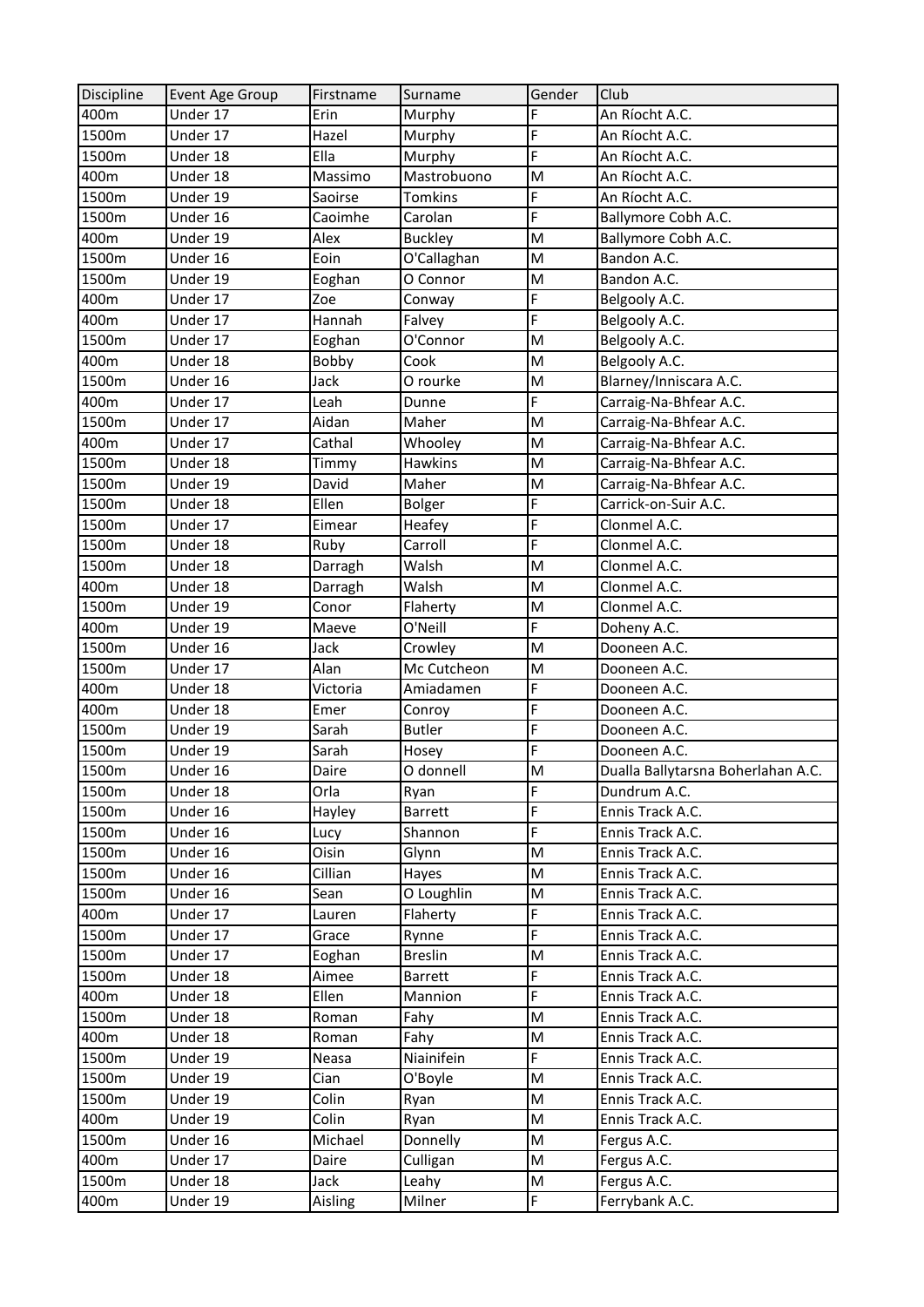| Discipline | Event Age Group | Firstname | Surname | Gender | Club |
|---|---|---|---|---|---|
| 400m | Under 17 | Erin | Murphy | F | An Ríocht A.C. |
| 1500m | Under 17 | Hazel | Murphy | F | An Ríocht A.C. |
| 1500m | Under 18 | Ella | Murphy | F | An Ríocht A.C. |
| 400m | Under 18 | Massimo | Mastrobuono | M | An Ríocht A.C. |
| 1500m | Under 19 | Saoirse | Tomkins | F | An Ríocht A.C. |
| 1500m | Under 16 | Caoimhe | Carolan | F | Ballymore Cobh A.C. |
| 400m | Under 19 | Alex | Buckley | M | Ballymore Cobh A.C. |
| 1500m | Under 16 | Eoin | O'Callaghan | M | Bandon A.C. |
| 1500m | Under 19 | Eoghan | O Connor | M | Bandon A.C. |
| 400m | Under 17 | Zoe | Conway | F | Belgooly A.C. |
| 400m | Under 17 | Hannah | Falvey | F | Belgooly A.C. |
| 1500m | Under 17 | Eoghan | O'Connor | M | Belgooly A.C. |
| 400m | Under 18 | Bobby | Cook | M | Belgooly A.C. |
| 1500m | Under 16 | Jack | O rourke | M | Blarney/Inniscara A.C. |
| 400m | Under 17 | Leah | Dunne | F | Carraig-Na-Bhfear A.C. |
| 1500m | Under 17 | Aidan | Maher | M | Carraig-Na-Bhfear A.C. |
| 400m | Under 17 | Cathal | Whooley | M | Carraig-Na-Bhfear A.C. |
| 1500m | Under 18 | Timmy | Hawkins | M | Carraig-Na-Bhfear A.C. |
| 1500m | Under 19 | David | Maher | M | Carraig-Na-Bhfear A.C. |
| 1500m | Under 18 | Ellen | Bolger | F | Carrick-on-Suir A.C. |
| 1500m | Under 17 | Eimear | Heafey | F | Clonmel A.C. |
| 1500m | Under 18 | Ruby | Carroll | F | Clonmel A.C. |
| 1500m | Under 18 | Darragh | Walsh | M | Clonmel A.C. |
| 400m | Under 18 | Darragh | Walsh | M | Clonmel A.C. |
| 1500m | Under 19 | Conor | Flaherty | M | Clonmel A.C. |
| 400m | Under 19 | Maeve | O'Neill | F | Doheny A.C. |
| 1500m | Under 16 | Jack | Crowley | M | Dooneen A.C. |
| 1500m | Under 17 | Alan | Mc Cutcheon | M | Dooneen A.C. |
| 400m | Under 18 | Victoria | Amiadamen | F | Dooneen A.C. |
| 400m | Under 18 | Emer | Conroy | F | Dooneen A.C. |
| 1500m | Under 19 | Sarah | Butler | F | Dooneen A.C. |
| 1500m | Under 19 | Sarah | Hosey | F | Dooneen A.C. |
| 1500m | Under 16 | Daire | O donnell | M | Dualla Ballytarsna Boherlahan A.C. |
| 1500m | Under 18 | Orla | Ryan | F | Dundrum A.C. |
| 1500m | Under 16 | Hayley | Barrett | F | Ennis Track A.C. |
| 1500m | Under 16 | Lucy | Shannon | F | Ennis Track A.C. |
| 1500m | Under 16 | Oisin | Glynn | M | Ennis Track A.C. |
| 1500m | Under 16 | Cillian | Hayes | M | Ennis Track A.C. |
| 1500m | Under 16 | Sean | O Loughlin | M | Ennis Track A.C. |
| 400m | Under 17 | Lauren | Flaherty | F | Ennis Track A.C. |
| 1500m | Under 17 | Grace | Rynne | F | Ennis Track A.C. |
| 1500m | Under 17 | Eoghan | Breslin | M | Ennis Track A.C. |
| 1500m | Under 18 | Aimee | Barrett | F | Ennis Track A.C. |
| 400m | Under 18 | Ellen | Mannion | F | Ennis Track A.C. |
| 1500m | Under 18 | Roman | Fahy | M | Ennis Track A.C. |
| 400m | Under 18 | Roman | Fahy | M | Ennis Track A.C. |
| 1500m | Under 19 | Neasa | Niainifein | F | Ennis Track A.C. |
| 1500m | Under 19 | Cian | O'Boyle | M | Ennis Track A.C. |
| 1500m | Under 19 | Colin | Ryan | M | Ennis Track A.C. |
| 400m | Under 19 | Colin | Ryan | M | Ennis Track A.C. |
| 1500m | Under 16 | Michael | Donnelly | M | Fergus A.C. |
| 400m | Under 17 | Daire | Culligan | M | Fergus A.C. |
| 1500m | Under 18 | Jack | Leahy | M | Fergus A.C. |
| 400m | Under 19 | Aisling | Milner | F | Ferrybank A.C. |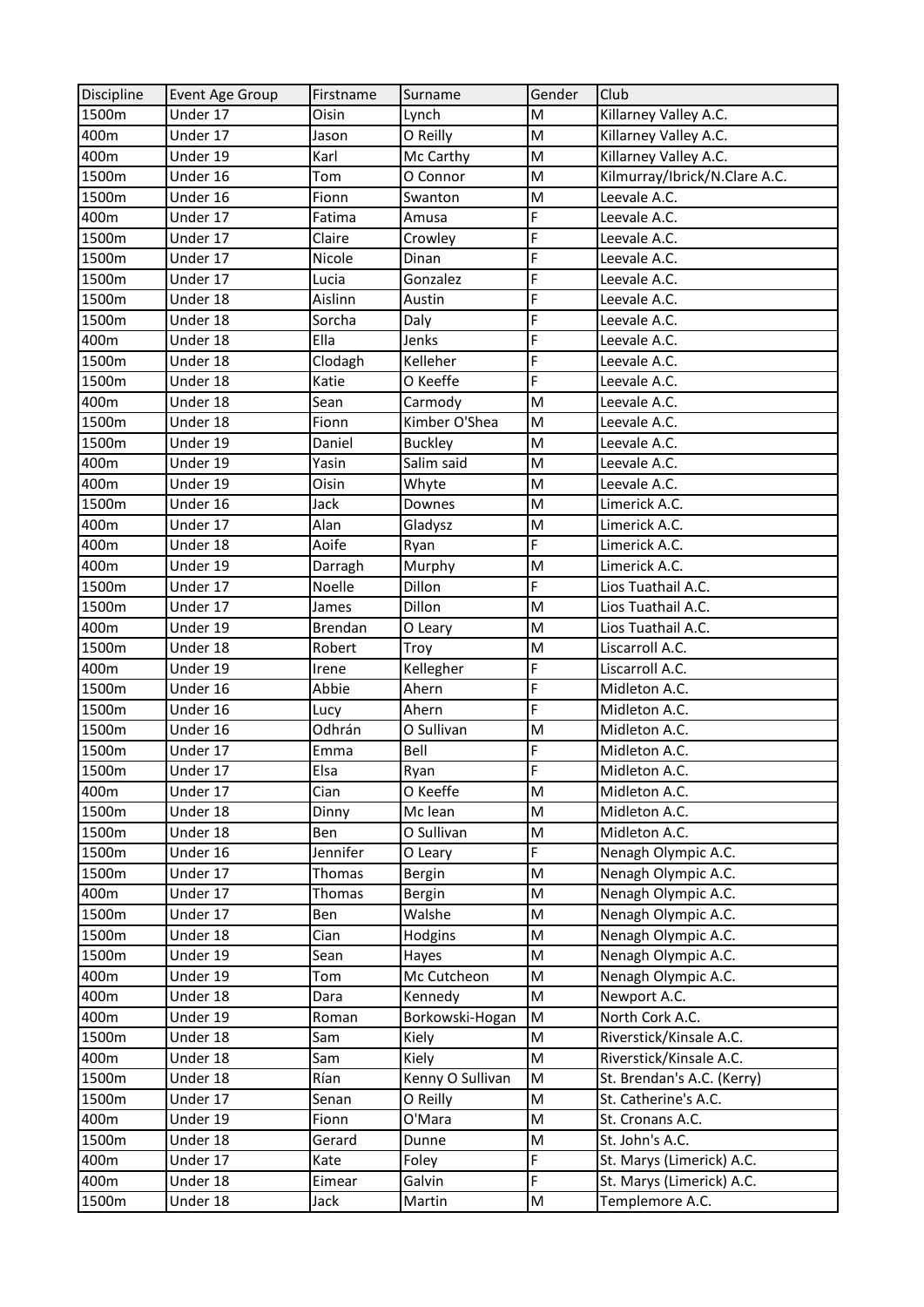| Discipline | Event Age Group | Firstname | Surname | Gender | Club |
|---|---|---|---|---|---|
| 1500m | Under 17 | Oisin | Lynch | M | Killarney Valley A.C. |
| 400m | Under 17 | Jason | O Reilly | M | Killarney Valley A.C. |
| 400m | Under 19 | Karl | Mc Carthy | M | Killarney Valley A.C. |
| 1500m | Under 16 | Tom | O Connor | M | Kilmurray/Ibrick/N.Clare A.C. |
| 1500m | Under 16 | Fionn | Swanton | M | Leevale A.C. |
| 400m | Under 17 | Fatima | Amusa | F | Leevale A.C. |
| 1500m | Under 17 | Claire | Crowley | F | Leevale A.C. |
| 1500m | Under 17 | Nicole | Dinan | F | Leevale A.C. |
| 1500m | Under 17 | Lucia | Gonzalez | F | Leevale A.C. |
| 1500m | Under 18 | Aislinn | Austin | F | Leevale A.C. |
| 1500m | Under 18 | Sorcha | Daly | F | Leevale A.C. |
| 400m | Under 18 | Ella | Jenks | F | Leevale A.C. |
| 1500m | Under 18 | Clodagh | Kelleher | F | Leevale A.C. |
| 1500m | Under 18 | Katie | O Keeffe | F | Leevale A.C. |
| 400m | Under 18 | Sean | Carmody | M | Leevale A.C. |
| 1500m | Under 18 | Fionn | Kimber O'Shea | M | Leevale A.C. |
| 1500m | Under 19 | Daniel | Buckley | M | Leevale A.C. |
| 400m | Under 19 | Yasin | Salim said | M | Leevale A.C. |
| 400m | Under 19 | Oisin | Whyte | M | Leevale A.C. |
| 1500m | Under 16 | Jack | Downes | M | Limerick A.C. |
| 400m | Under 17 | Alan | Gladysz | M | Limerick A.C. |
| 400m | Under 18 | Aoife | Ryan | F | Limerick A.C. |
| 400m | Under 19 | Darragh | Murphy | M | Limerick A.C. |
| 1500m | Under 17 | Noelle | Dillon | F | Lios Tuathail A.C. |
| 1500m | Under 17 | James | Dillon | M | Lios Tuathail A.C. |
| 400m | Under 19 | Brendan | O Leary | M | Lios Tuathail A.C. |
| 1500m | Under 18 | Robert | Troy | M | Liscarroll A.C. |
| 400m | Under 19 | Irene | Kellegher | F | Liscarroll A.C. |
| 1500m | Under 16 | Abbie | Ahern | F | Midleton A.C. |
| 1500m | Under 16 | Lucy | Ahern | F | Midleton A.C. |
| 1500m | Under 16 | Odhrán | O Sullivan | M | Midleton A.C. |
| 1500m | Under 17 | Emma | Bell | F | Midleton A.C. |
| 1500m | Under 17 | Elsa | Ryan | F | Midleton A.C. |
| 400m | Under 17 | Cian | O Keeffe | M | Midleton A.C. |
| 1500m | Under 18 | Dinny | Mc lean | M | Midleton A.C. |
| 1500m | Under 18 | Ben | O Sullivan | M | Midleton A.C. |
| 1500m | Under 16 | Jennifer | O Leary | F | Nenagh Olympic A.C. |
| 1500m | Under 17 | Thomas | Bergin | M | Nenagh Olympic A.C. |
| 400m | Under 17 | Thomas | Bergin | M | Nenagh Olympic A.C. |
| 1500m | Under 17 | Ben | Walshe | M | Nenagh Olympic A.C. |
| 1500m | Under 18 | Cian | Hodgins | M | Nenagh Olympic A.C. |
| 1500m | Under 19 | Sean | Hayes | M | Nenagh Olympic A.C. |
| 400m | Under 19 | Tom | Mc Cutcheon | M | Nenagh Olympic A.C. |
| 400m | Under 18 | Dara | Kennedy | M | Newport A.C. |
| 400m | Under 19 | Roman | Borkowski-Hogan | M | North Cork A.C. |
| 1500m | Under 18 | Sam | Kiely | M | Riverstick/Kinsale A.C. |
| 400m | Under 18 | Sam | Kiely | M | Riverstick/Kinsale A.C. |
| 1500m | Under 18 | Rían | Kenny O Sullivan | M | St. Brendan's A.C. (Kerry) |
| 1500m | Under 17 | Senan | O Reilly | M | St. Catherine's A.C. |
| 400m | Under 19 | Fionn | O'Mara | M | St. Cronans A.C. |
| 1500m | Under 18 | Gerard | Dunne | M | St. John's A.C. |
| 400m | Under 17 | Kate | Foley | F | St. Marys (Limerick) A.C. |
| 400m | Under 18 | Eimear | Galvin | F | St. Marys (Limerick) A.C. |
| 1500m | Under 18 | Jack | Martin | M | Templemore A.C. |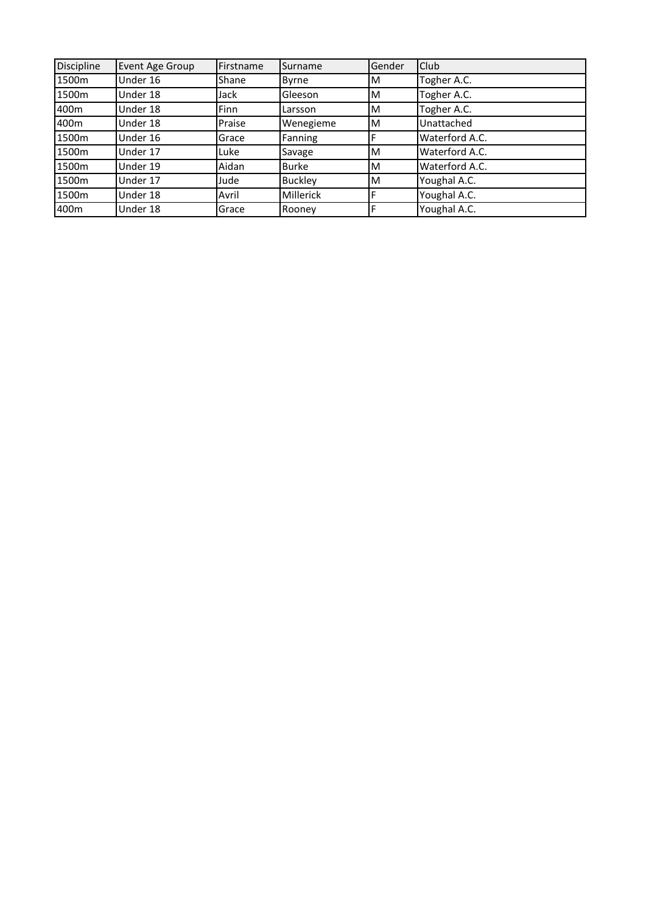| Discipline | Event Age Group | Firstname | Surname | Gender | Club |
| --- | --- | --- | --- | --- | --- |
| 1500m | Under 16 | Shane | Byrne | M | Togher A.C. |
| 1500m | Under 18 | Jack | Gleeson | M | Togher A.C. |
| 400m | Under 18 | Finn | Larsson | M | Togher A.C. |
| 400m | Under 18 | Praise | Wenegieme | M | Unattached |
| 1500m | Under 16 | Grace | Fanning | F | Waterford A.C. |
| 1500m | Under 17 | Luke | Savage | M | Waterford A.C. |
| 1500m | Under 19 | Aidan | Burke | M | Waterford A.C. |
| 1500m | Under 17 | Jude | Buckley | M | Youghal A.C. |
| 1500m | Under 18 | Avril | Millerick | F | Youghal A.C. |
| 400m | Under 18 | Grace | Rooney | F | Youghal A.C. |